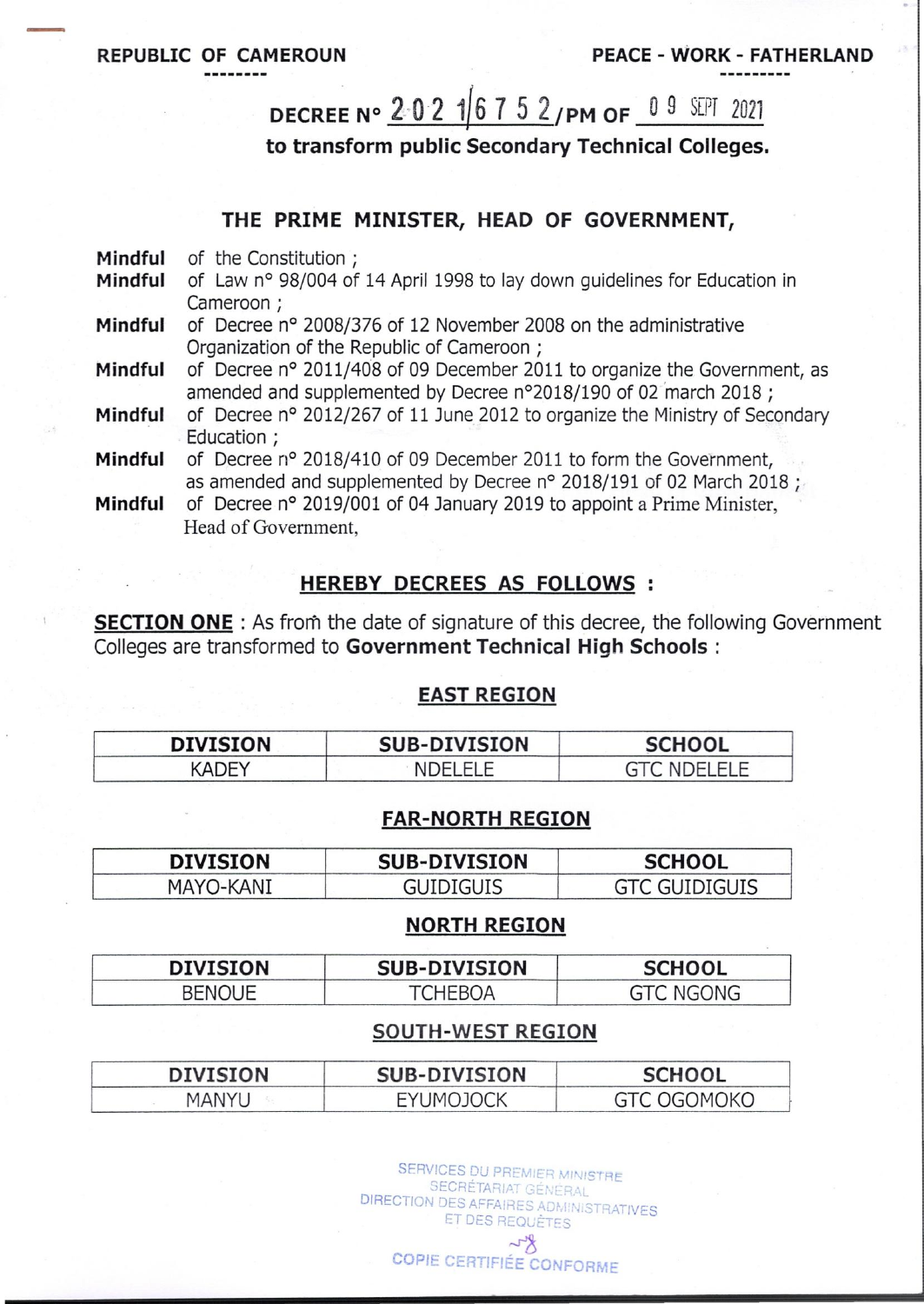REPUBLIC OF CAMEROUN

--------

PEACE - WORK - FATHERLAND

---------

# DECREE N° 2021/6752/PM OF 09 SEPT 2021

**to transform public Secondary Technical Colleges.**

## THE PRIME MINISTER, HEAD OF GOVERNMENT,

**Mindful** of the Constitution ;

**Mindful** of Law n° 98/004 of 14 April 1998 to lay down guidelines for Education in Cameroon ;

**Mindful** of Decree n° 2008/376 of 12 November 2008 on the administrative Organization of the Republic of Cameroon ;

**Mindful** of Decree n° 2011/408 of 09 December 2011 to organize the Government, as amended and supplemented by Decree n°2018/190 of 02 march 2018 ;

**Mindful** of Decree n° 2012/267 of 11 June 2012 to organize the Ministry of Secondary Education ;

**Mindful** of Decree n° 2018/410 of 09 December 2011 to form the Government, as amended and supplemented by Decree n° 2018/191 of 02 March 2018 ;

**Mindful** of Decree n° 2019/001 of 04 January 2019 to appoint a Prime Minister, Head of Government,

## HEREBY DECREES AS FOLLOWS :

**SECTION ONE** : As from the date of signature of this decree, the following Government Colleges are transformed to **Government Technical High Schools** :

### EAST REGION

| DIVISION | SUB-DIVISION | SCHOOL |
|---|---|---|
| KADEY | NDELELE | GTC NDELELE |

### FAR-NORTH REGION

| DIVISION | SUB-DIVISION | SCHOOL |
|---|---|---|
| MAYO-KANI | GUIDIGUIS | GTC GUIDIGUIS |

### NORTH REGION

| DIVISION | SUB-DIVISION | SCHOOL |
|---|---|---|
| BENOUE | TCHEBOA | GTC NGONG |

### SOUTH-WEST REGION

| DIVISION | SUB-DIVISION | SCHOOL |
|---|---|---|
| MANYU | EYUMOJOCK | GTC OGOMOKO |

SERVICES DU PREMIER MINISTRE
SECRÉTARIAT GÉNÉRAL
DIRECTION DES AFFAIRES ADMINISTRATIVES
ET DES REQUÊTES

COPIE CERTIFIÉE CONFORME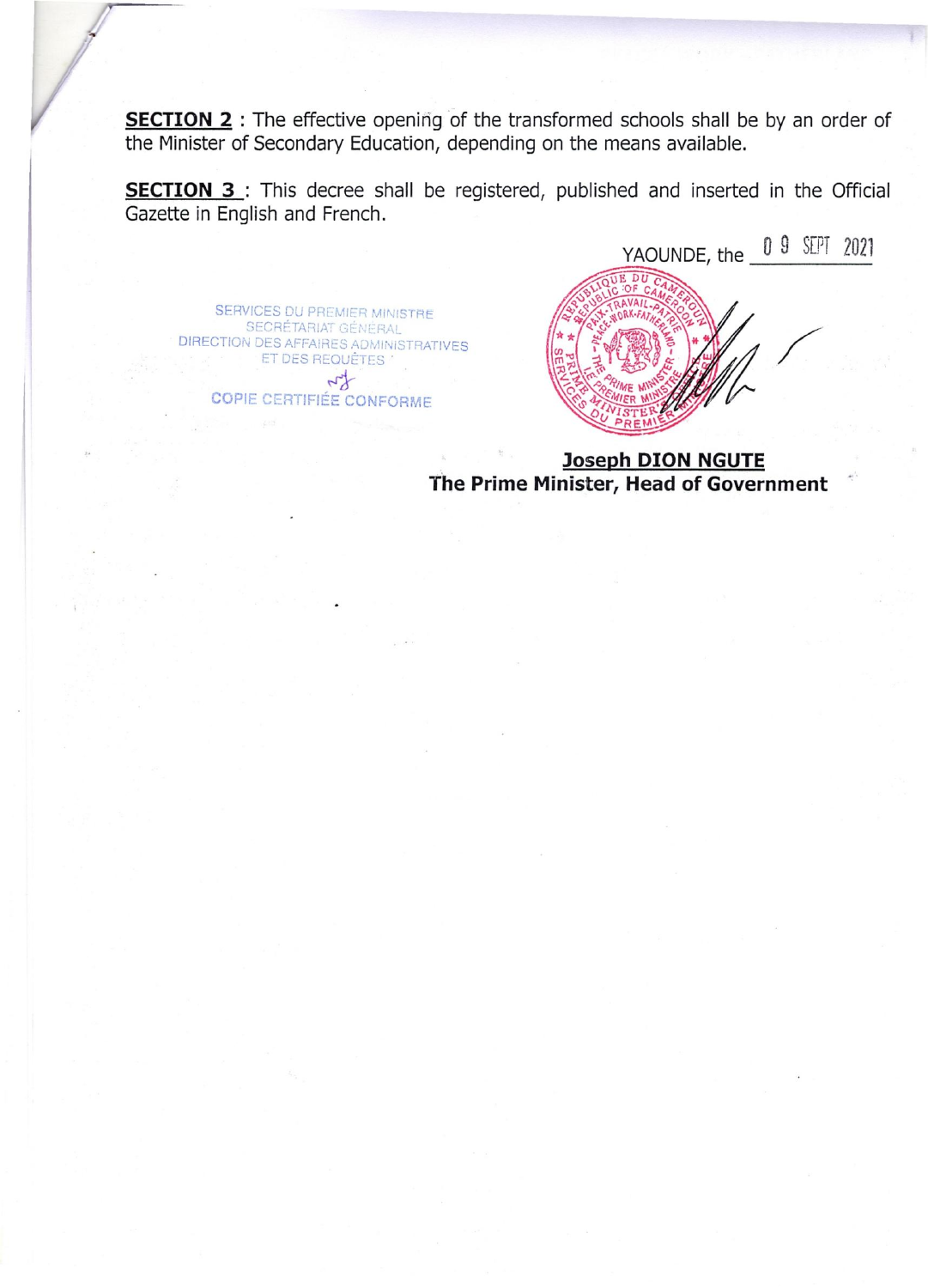**SECTION 2** : The effective opening of the transformed schools shall be by an order of the Minister of Secondary Education, depending on the means available.

**SECTION 3** : This decree shall be registered, published and inserted in the Official Gazette in English and French.

YAOUNDE, the 09 SEPT 2021

SERVICES DU PREMIER MINISTRE
SECRÉTARIAT GÉNÉRAL
DIRECTION DES AFFAIRES ADMINISTRATIVES
ET DES REQUÊTES

COPIE CERTIFIÉE CONFORME

**Joseph DION NGUTE**
**The Prime Minister, Head of Government**